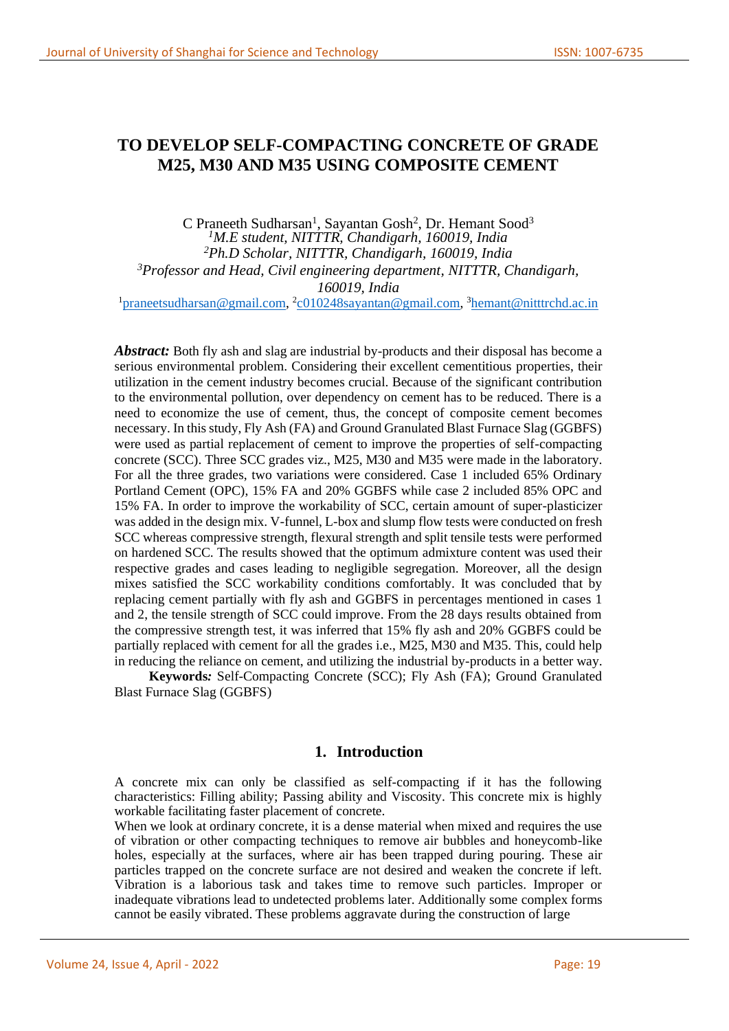# TO DEVELOP SELF-COMPACTING CONCRETE OF GRADE M25, M30 AND M35 USING COMPOSITE CEMENT

C Praneeth Sudharsan[1], Sayantan Gosh[2], Dr. Hemant Sood[3]

[1]*M.E student, NITTTR, Chandigarh, 160019, India*

[2]*Ph.D Scholar, NITTTR, Chandigarh, 160019, India*

[3]*Professor and Head, Civil engineering department, NITTTR, Chandigarh, 160019, India*

[1]praneetsudharsan@gmail.com, [2]c010248sayantan@gmail.com, [3]hemant@nitttrchd.ac.in

***Abstract:*** Both fly ash and slag are industrial by-products and their disposal has become a serious environmental problem. Considering their excellent cementitious properties, their utilization in the cement industry becomes crucial. Because of the significant contribution to the environmental pollution, over dependency on cement has to be reduced. There is a need to economize the use of cement, thus, the concept of composite cement becomes necessary. In this study, Fly Ash (FA) and Ground Granulated Blast Furnace Slag (GGBFS) were used as partial replacement of cement to improve the properties of self-compacting concrete (SCC). Three SCC grades viz., M25, M30 and M35 were made in the laboratory. For all the three grades, two variations were considered. Case 1 included 65% Ordinary Portland Cement (OPC), 15% FA and 20% GGBFS while case 2 included 85% OPC and 15% FA. In order to improve the workability of SCC, certain amount of super-plasticizer was added in the design mix. V-funnel, L-box and slump flow tests were conducted on fresh SCC whereas compressive strength, flexural strength and split tensile tests were performed on hardened SCC. The results showed that the optimum admixture content was used their respective grades and cases leading to negligible segregation. Moreover, all the design mixes satisfied the SCC workability conditions comfortably. It was concluded that by replacing cement partially with fly ash and GGBFS in percentages mentioned in cases 1 and 2, the tensile strength of SCC could improve. From the 28 days results obtained from the compressive strength test, it was inferred that 15% fly ash and 20% GGBFS could be partially replaced with cement for all the grades i.e., M25, M30 and M35. This, could help in reducing the reliance on cement, and utilizing the industrial by-products in a better way.

**Keywords*:*** Self-Compacting Concrete (SCC); Fly Ash (FA); Ground Granulated Blast Furnace Slag (GGBFS)

## 1. Introduction

A concrete mix can only be classified as self-compacting if it has the following characteristics: Filling ability; Passing ability and Viscosity. This concrete mix is highly workable facilitating faster placement of concrete.

When we look at ordinary concrete, it is a dense material when mixed and requires the use of vibration or other compacting techniques to remove air bubbles and honeycomb-like holes, especially at the surfaces, where air has been trapped during pouring. These air particles trapped on the concrete surface are not desired and weaken the concrete if left. Vibration is a laborious task and takes time to remove such particles. Improper or inadequate vibrations lead to undetected problems later. Additionally some complex forms cannot be easily vibrated. These problems aggravate during the construction of large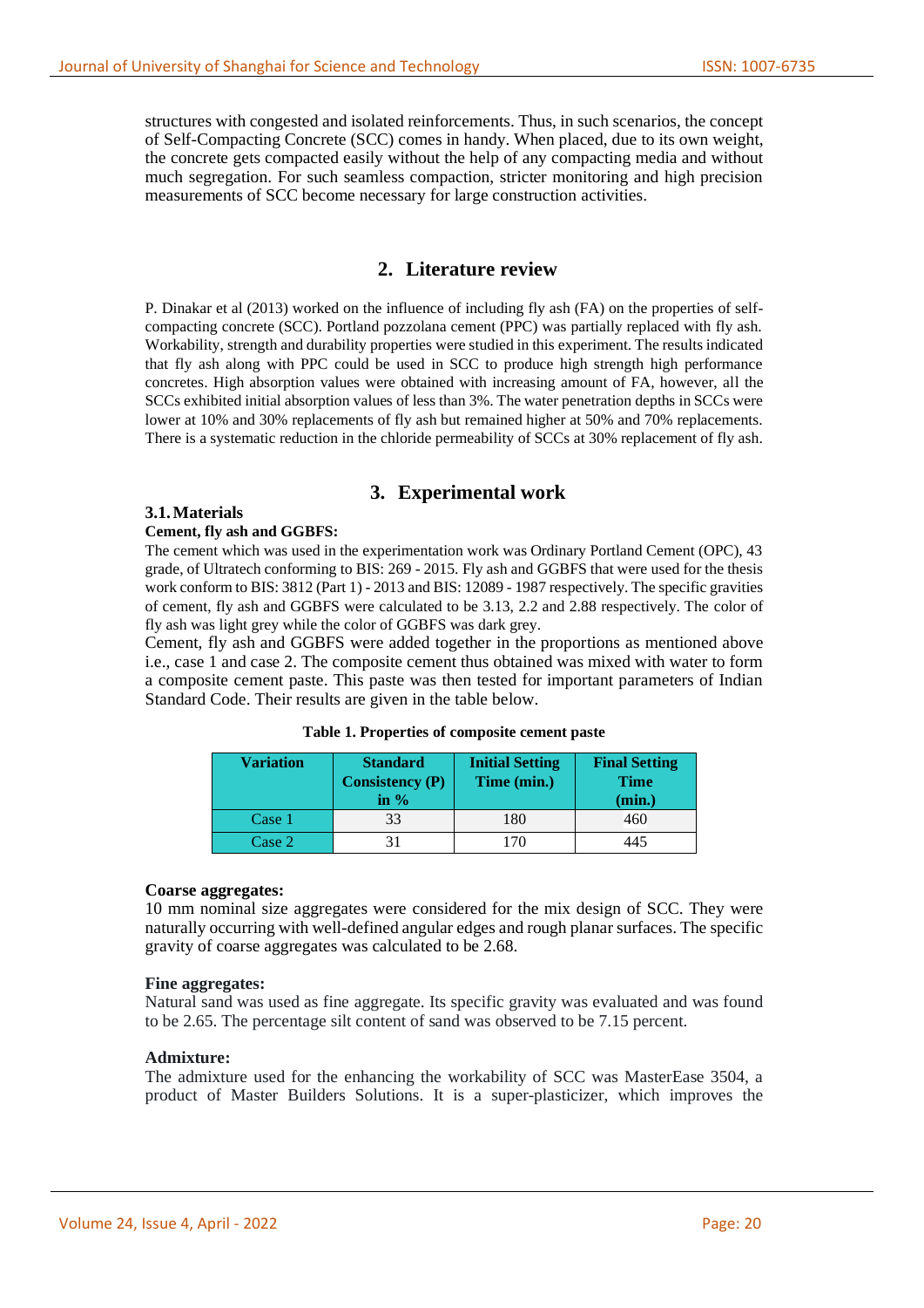structures with congested and isolated reinforcements. Thus, in such scenarios, the concept of Self-Compacting Concrete (SCC) comes in handy. When placed, due to its own weight, the concrete gets compacted easily without the help of any compacting media and without much segregation. For such seamless compaction, stricter monitoring and high precision measurements of SCC become necessary for large construction activities.

## 2. Literature review

P. Dinakar et al (2013) worked on the influence of including fly ash (FA) on the properties of self-compacting concrete (SCC). Portland pozzolana cement (PPC) was partially replaced with fly ash. Workability, strength and durability properties were studied in this experiment. The results indicated that fly ash along with PPC could be used in SCC to produce high strength high performance concretes. High absorption values were obtained with increasing amount of FA, however, all the SCCs exhibited initial absorption values of less than 3%. The water penetration depths in SCCs were lower at 10% and 30% replacements of fly ash but remained higher at 50% and 70% replacements. There is a systematic reduction in the chloride permeability of SCCs at 30% replacement of fly ash.

## 3. Experimental work

### 3.1. Materials

**Cement, fly ash and GGBFS:**

The cement which was used in the experimentation work was Ordinary Portland Cement (OPC), 43 grade, of Ultratech conforming to BIS: 269 - 2015. Fly ash and GGBFS that were used for the thesis work conform to BIS: 3812 (Part 1) - 2013 and BIS: 12089 - 1987 respectively. The specific gravities of cement, fly ash and GGBFS were calculated to be 3.13, 2.2 and 2.88 respectively. The color of fly ash was light grey while the color of GGBFS was dark grey.

Cement, fly ash and GGBFS were added together in the proportions as mentioned above i.e., case 1 and case 2. The composite cement thus obtained was mixed with water to form a composite cement paste. This paste was then tested for important parameters of Indian Standard Code. Their results are given in the table below.

**Table 1. Properties of composite cement paste**

| Variation | Standard Consistency (P) in % | Initial Setting Time (min.) | Final Setting Time (min.) |
|---|---|---|---|
| Case 1 | 33 | 180 | 460 |
| Case 2 | 31 | 170 | 445 |

**Coarse aggregates:**

10 mm nominal size aggregates were considered for the mix design of SCC. They were naturally occurring with well-defined angular edges and rough planar surfaces. The specific gravity of coarse aggregates was calculated to be 2.68.

**Fine aggregates:**

Natural sand was used as fine aggregate. Its specific gravity was evaluated and was found to be 2.65. The percentage silt content of sand was observed to be 7.15 percent.

**Admixture:**

The admixture used for the enhancing the workability of SCC was MasterEase 3504, a product of Master Builders Solutions. It is a super-plasticizer, which improves the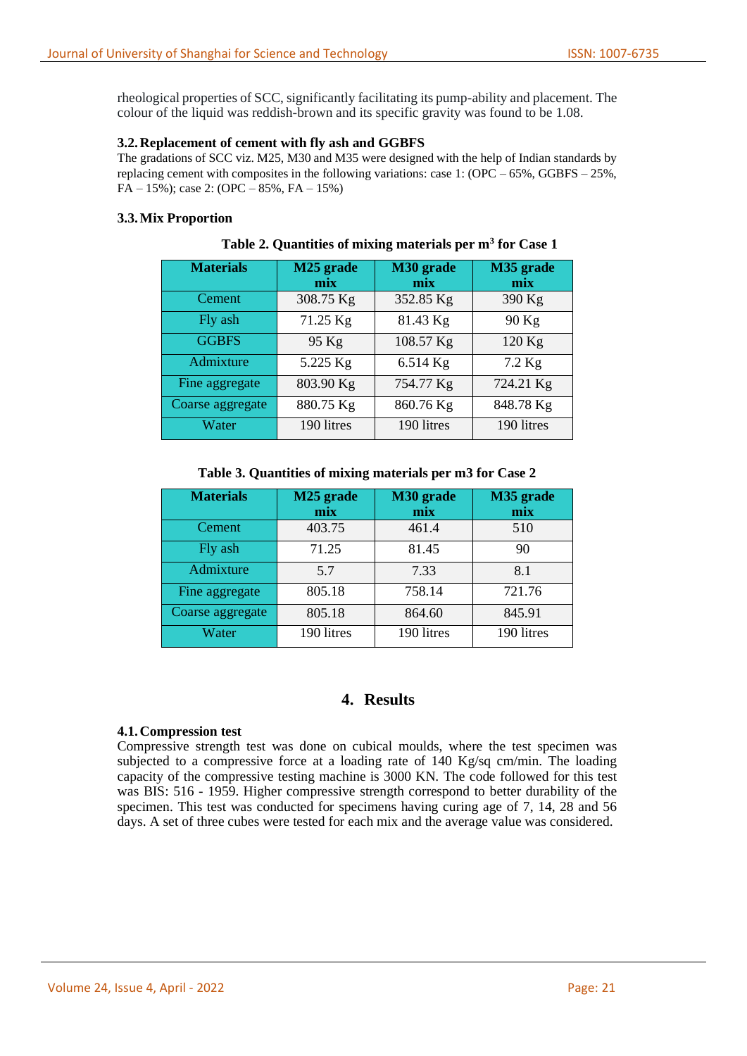rheological properties of SCC, significantly facilitating its pump-ability and placement. The colour of the liquid was reddish-brown and its specific gravity was found to be 1.08.

### 3.2. Replacement of cement with fly ash and GGBFS

The gradations of SCC viz. M25, M30 and M35 were designed with the help of Indian standards by replacing cement with composites in the following variations: case 1: (OPC – 65%, GGBFS – 25%, FA – 15%); case 2: (OPC – 85%, FA – 15%)

### 3.3. Mix Proportion

**Table 2. Quantities of mixing materials per m$^3$ for Case 1**

| Materials | M25 grade mix | M30 grade mix | M35 grade mix |
|---|---|---|---|
| Cement | 308.75 Kg | 352.85 Kg | 390 Kg |
| Fly ash | 71.25 Kg | 81.43 Kg | 90 Kg |
| GGBFS | 95 Kg | 108.57 Kg | 120 Kg |
| Admixture | 5.225 Kg | 6.514 Kg | 7.2 Kg |
| Fine aggregate | 803.90 Kg | 754.77 Kg | 724.21 Kg |
| Coarse aggregate | 880.75 Kg | 860.76 Kg | 848.78 Kg |
| Water | 190 litres | 190 litres | 190 litres |

**Table 3. Quantities of mixing materials per m3 for Case 2**

| Materials | M25 grade mix | M30 grade mix | M35 grade mix |
|---|---|---|---|
| Cement | 403.75 | 461.4 | 510 |
| Fly ash | 71.25 | 81.45 | 90 |
| Admixture | 5.7 | 7.33 | 8.1 |
| Fine aggregate | 805.18 | 758.14 | 721.76 |
| Coarse aggregate | 805.18 | 864.60 | 845.91 |
| Water | 190 litres | 190 litres | 190 litres |

## 4. Results

### 4.1. Compression test

Compressive strength test was done on cubical moulds, where the test specimen was subjected to a compressive force at a loading rate of 140 Kg/sq cm/min. The loading capacity of the compressive testing machine is 3000 KN. The code followed for this test was BIS: 516 - 1959. Higher compressive strength correspond to better durability of the specimen. This test was conducted for specimens having curing age of 7, 14, 28 and 56 days. A set of three cubes were tested for each mix and the average value was considered.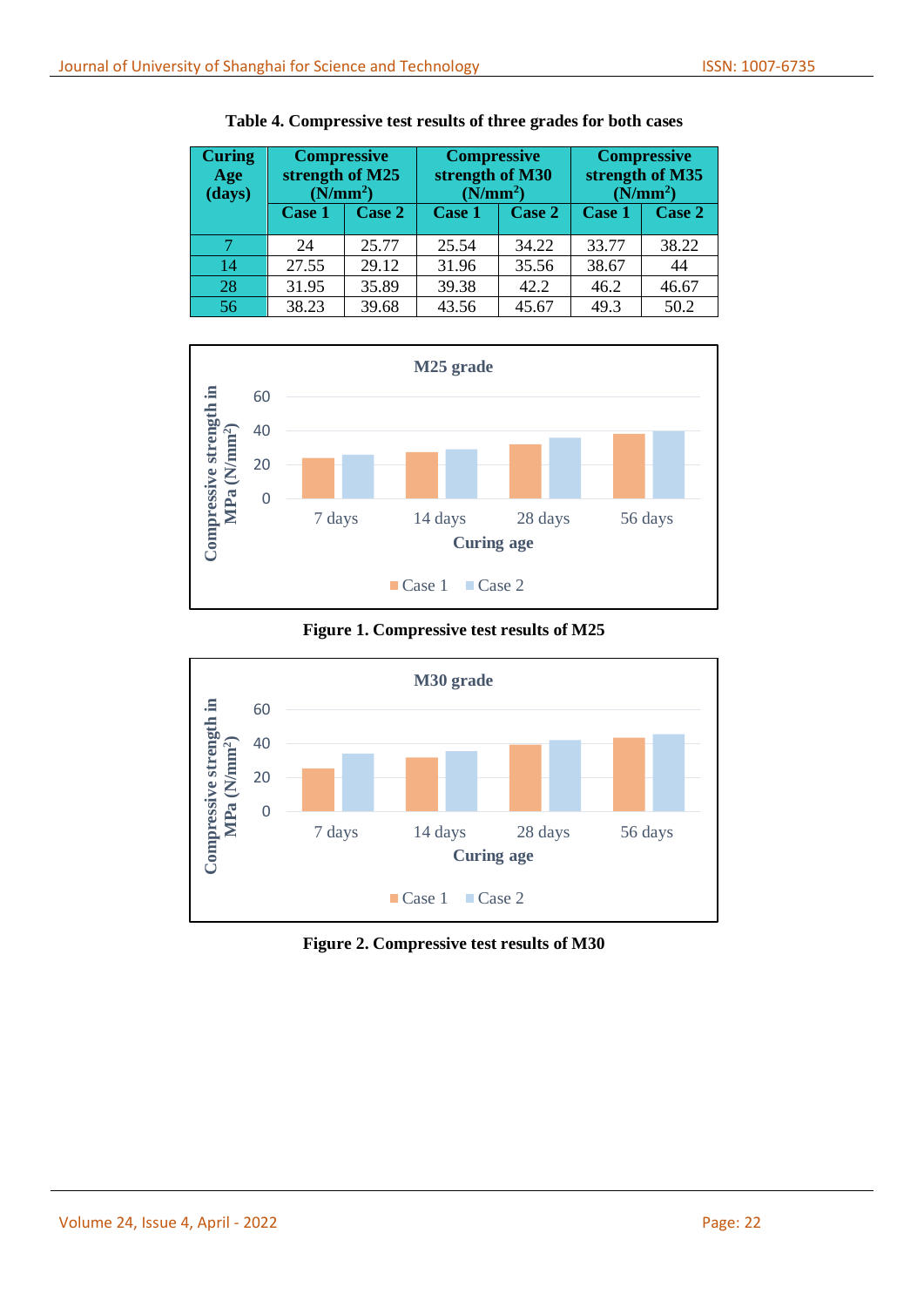**Table 4. Compressive test results of three grades for both cases**

| Curing Age (days) | Compressive strength of M25 ($N/mm^2$) | | Compressive strength of M30 ($N/mm^2$) | | Compressive strength of M35 ($N/mm^2$) | |
|---|---|---|---|---|---|---|
| | Case 1 | Case 2 | Case 1 | Case 2 | Case 1 | Case 2 |
| 7 | 24 | 25.77 | 25.54 | 34.22 | 33.77 | 38.22 |
| 14 | 27.55 | 29.12 | 31.96 | 35.56 | 38.67 | 44 |
| 28 | 31.95 | 35.89 | 39.38 | 42.2 | 46.2 | 46.67 |
| 56 | 38.23 | 39.68 | 43.56 | 45.67 | 49.3 | 50.2 |

**Figure 1. Compressive test results of M25**

**Figure 2. Compressive test results of M30**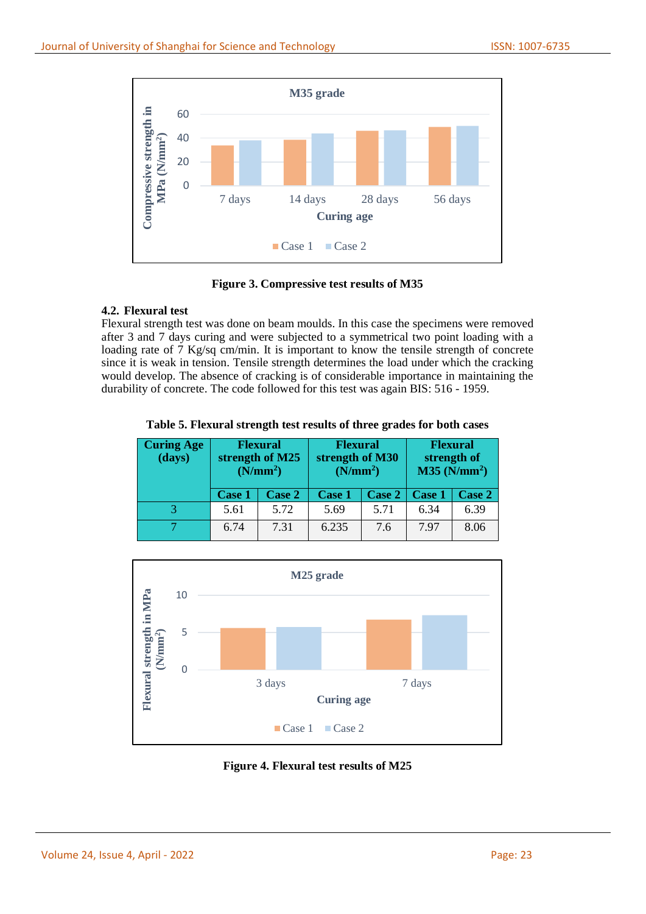**Figure 3. Compressive test results of M35**

### 4.2. Flexural test

Flexural strength test was done on beam moulds. In this case the specimens were removed after 3 and 7 days curing and were subjected to a symmetrical two point loading with a loading rate of 7 Kg/sq cm/min. It is important to know the tensile strength of concrete since it is weak in tension. Tensile strength determines the load under which the cracking would develop. The absence of cracking is of considerable importance in maintaining the durability of concrete. The code followed for this test was again BIS: 516 - 1959.

**Table 5. Flexural strength test results of three grades for both cases**

| Curing Age (days) | Flexural strength of M25 ($N/mm^2$) | | Flexural strength of M30 ($N/mm^2$) | | Flexural strength of M35 ($N/mm^2$) | |
|---|---|---|---|---|---|---|
| | Case 1 | Case 2 | Case 1 | Case 2 | Case 1 | Case 2 |
| 3 | 5.61 | 5.72 | 5.69 | 5.71 | 6.34 | 6.39 |
| 7 | 6.74 | 7.31 | 6.235 | 7.6 | 7.97 | 8.06 |

**Figure 4. Flexural test results of M25**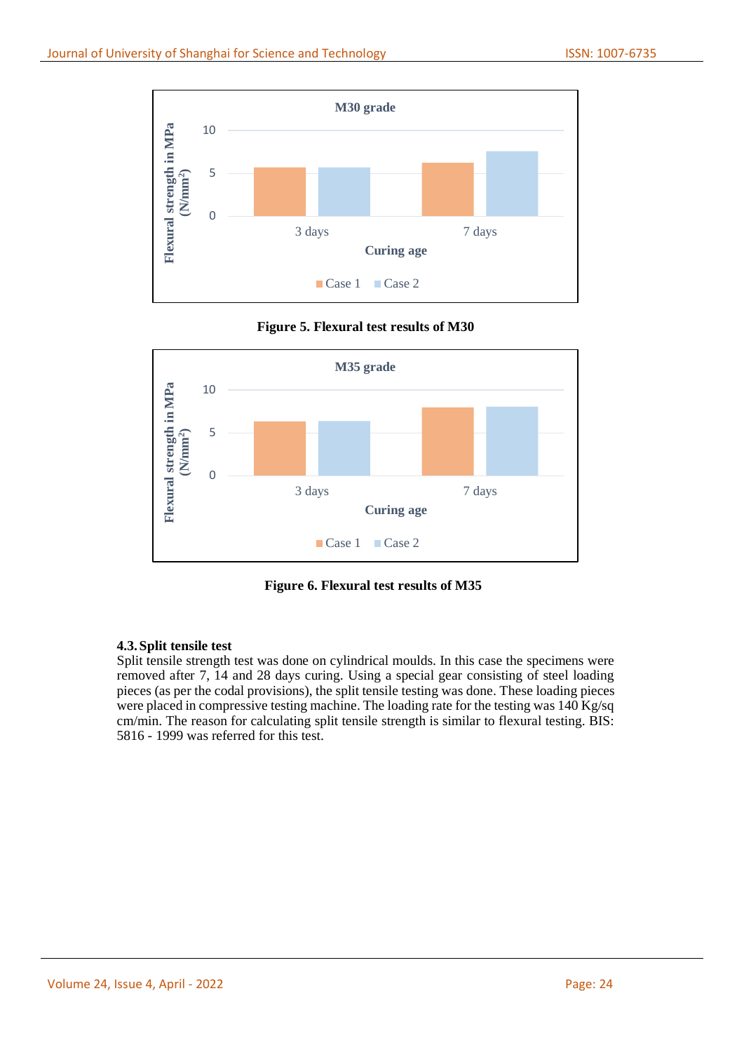**Figure 5. Flexural test results of M30**

**Figure 6. Flexural test results of M35**

### 4.3. Split tensile test

Split tensile strength test was done on cylindrical moulds. In this case the specimens were removed after 7, 14 and 28 days curing. Using a special gear consisting of steel loading pieces (as per the codal provisions), the split tensile testing was done. These loading pieces were placed in compressive testing machine. The loading rate for the testing was 140 Kg/sq cm/min. The reason for calculating split tensile strength is similar to flexural testing. BIS: 5816 - 1999 was referred for this test.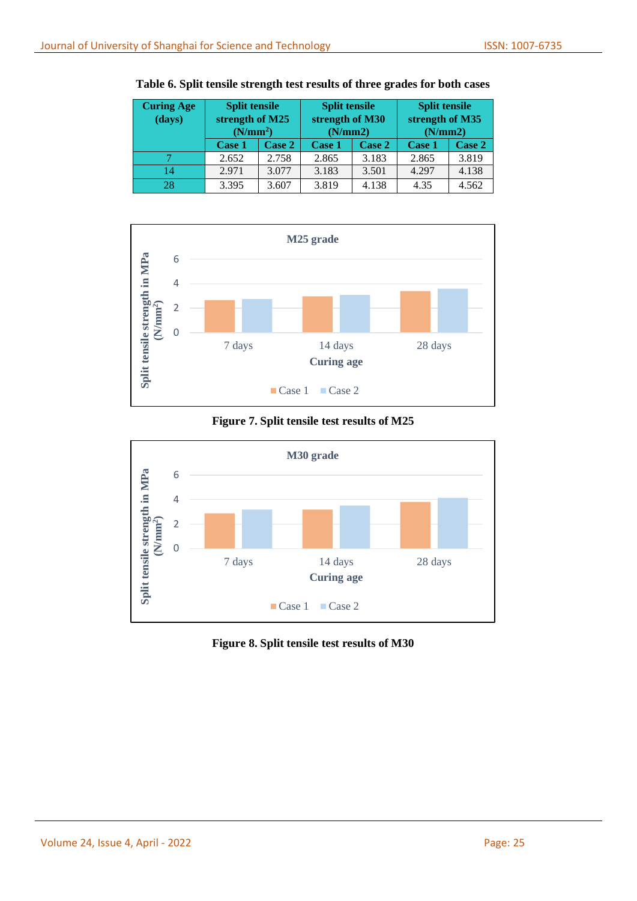**Table 6. Split tensile strength test results of three grades for both cases**

| Curing Age (days) | Split tensile strength of M25 (N/mm$^2$) | | Split tensile strength of M30 (N/mm2) | | Split tensile strength of M35 (N/mm2) | |
|---|---|---|---|---|---|---|
| | Case 1 | Case 2 | Case 1 | Case 2 | Case 1 | Case 2 |
| 7 | 2.652 | 2.758 | 2.865 | 3.183 | 2.865 | 3.819 |
| 14 | 2.971 | 3.077 | 3.183 | 3.501 | 4.297 | 4.138 |
| 28 | 3.395 | 3.607 | 3.819 | 4.138 | 4.35 | 4.562 |

**Figure 7. Split tensile test results of M25**

**Figure 8. Split tensile test results of M30**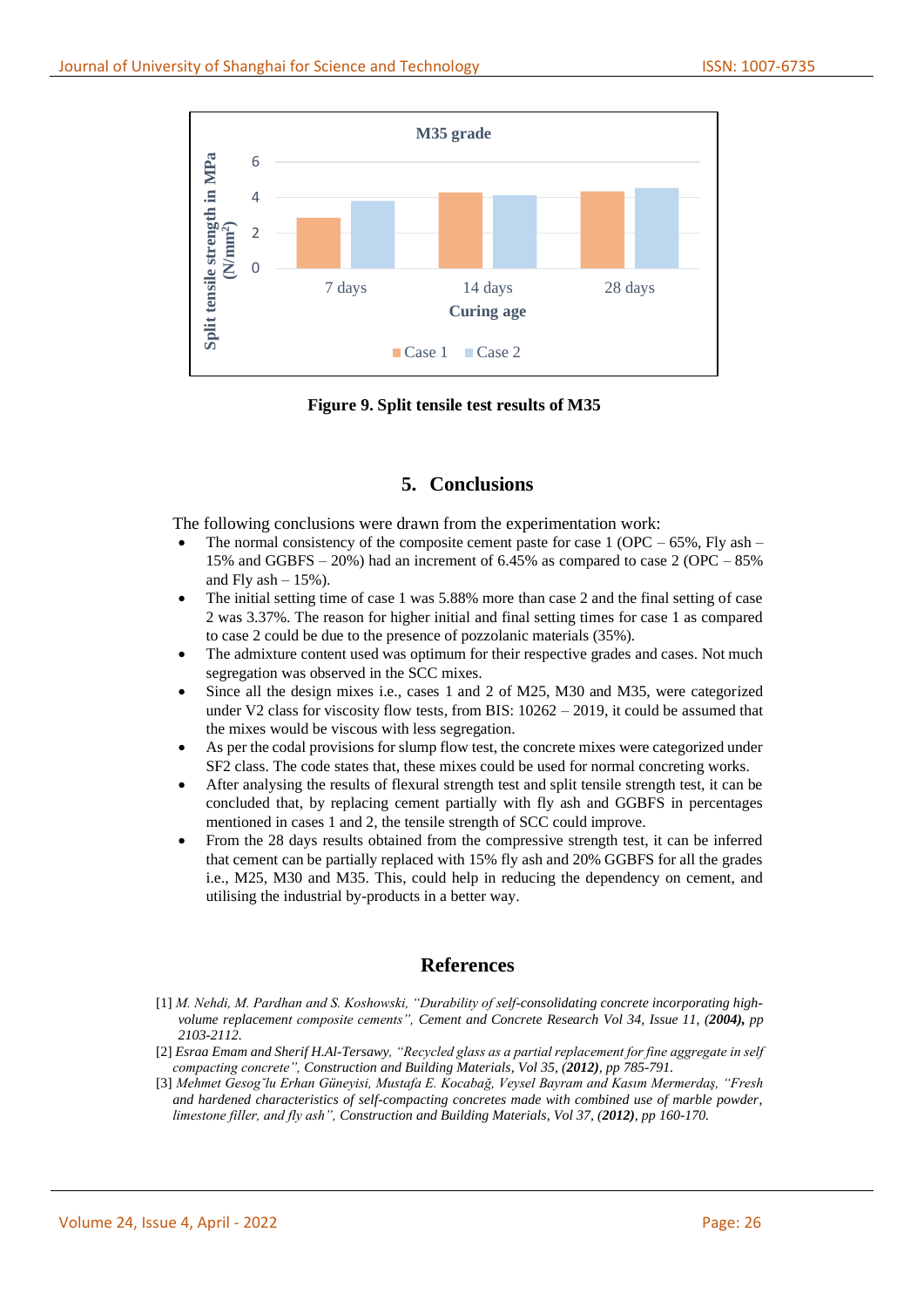**Figure 9. Split tensile test results of M35**

## 5. Conclusions

The following conclusions were drawn from the experimentation work:

- The normal consistency of the composite cement paste for case 1 (OPC – 65%, Fly ash – 15% and GGBFS – 20%) had an increment of 6.45% as compared to case 2 (OPC – 85% and Fly ash – 15%).
- The initial setting time of case 1 was 5.88% more than case 2 and the final setting of case 2 was 3.37%. The reason for higher initial and final setting times for case 1 as compared to case 2 could be due to the presence of pozzolanic materials (35%).
- The admixture content used was optimum for their respective grades and cases. Not much segregation was observed in the SCC mixes.
- Since all the design mixes i.e., cases 1 and 2 of M25, M30 and M35, were categorized under V2 class for viscosity flow tests, from BIS: 10262 – 2019, it could be assumed that the mixes would be viscous with less segregation.
- As per the codal provisions for slump flow test, the concrete mixes were categorized under SF2 class. The code states that, these mixes could be used for normal concreting works.
- After analysing the results of flexural strength test and split tensile strength test, it can be concluded that, by replacing cement partially with fly ash and GGBFS in percentages mentioned in cases 1 and 2, the tensile strength of SCC could improve.
- From the 28 days results obtained from the compressive strength test, it can be inferred that cement can be partially replaced with 15% fly ash and 20% GGBFS for all the grades i.e., M25, M30 and M35. This, could help in reducing the dependency on cement, and utilising the industrial by-products in a better way.

## References

[1] *M. Nehdi, M. Pardhan and S. Koshowski, "Durability of self-consolidating concrete incorporating high-volume replacement composite cements", Cement and Concrete Research Vol 34, Issue 11, **(2004),** pp 2103-2112.*

[2] *Esraa Emam and Sherif H.Al-Tersawy, "Recycled glass as a partial replacement for fine aggregate in self compacting concrete", Construction and Building Materials, Vol 35, **(2012)**, pp 785-791.*

[3] *Mehmet Gesoğlu Erhan Güneyisi, Mustafa E. Kocabağ, Veysel Bayram and Kasım Mermerdaş, "Fresh and hardened characteristics of self-compacting concretes made with combined use of marble powder, limestone filler, and fly ash", Construction and Building Materials, Vol 37, **(2012)**, pp 160-170.*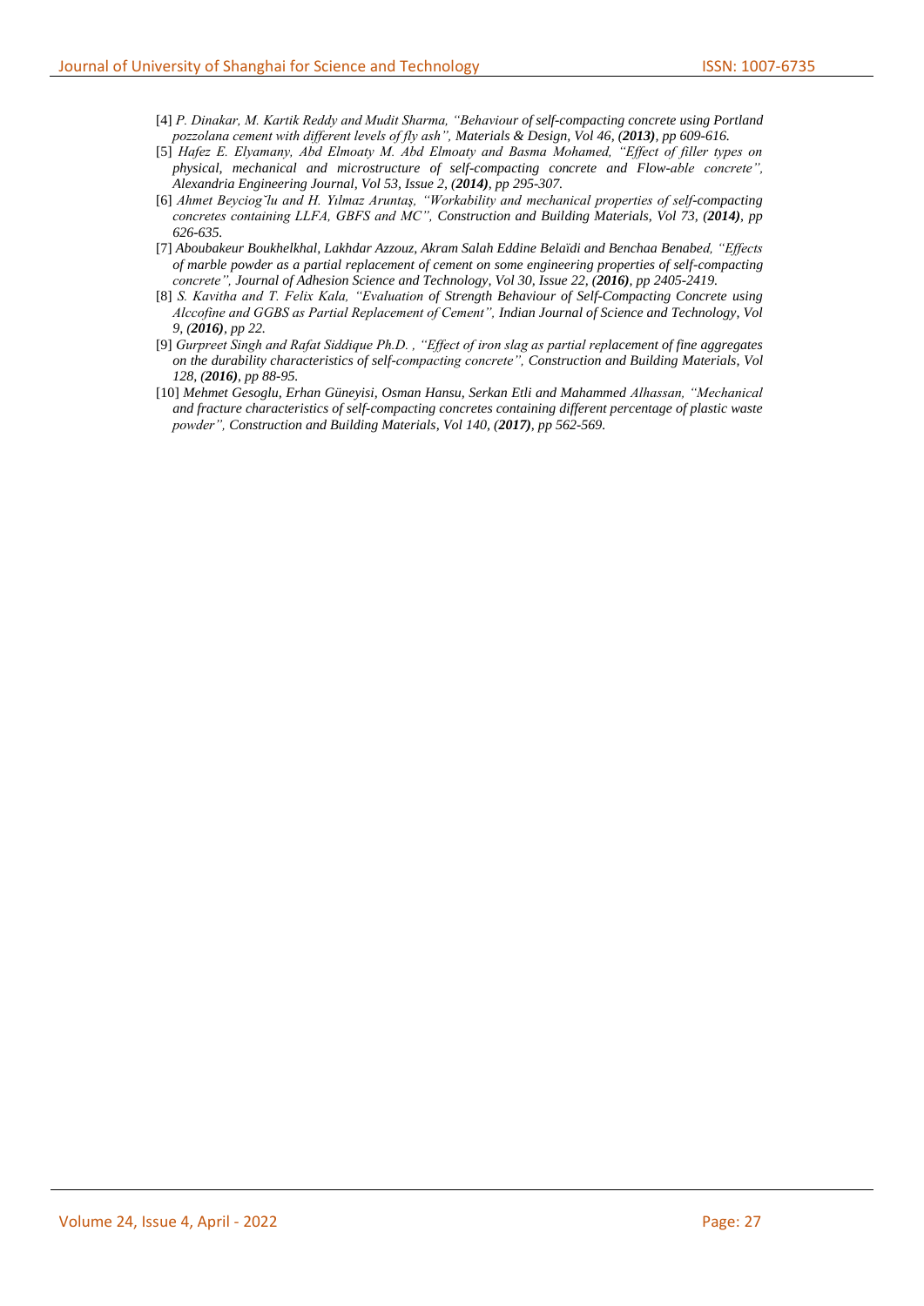[4] *P. Dinakar, M. Kartik Reddy and Mudit Sharma, "Behaviour of self-compacting concrete using Portland pozzolana cement with different levels of fly ash", Materials & Design, Vol 46, (**2013**), pp 609-616.*

[5] *Hafez E. Elyamany, Abd Elmoaty M. Abd Elmoaty and Basma Mohamed, "Effect of filler types on physical, mechanical and microstructure of self-compacting concrete and Flow-able concrete", Alexandria Engineering Journal, Vol 53, Issue 2, (**2014**), pp 295-307.*

[6] *Ahmet Beycioğlu and H. Yılmaz Aruntaş, "Workability and mechanical properties of self-compacting concretes containing LLFA, GBFS and MC", Construction and Building Materials, Vol 73, (**2014**), pp 626-635.*

[7] *Aboubakeur Boukhelkhal, Lakhdar Azzouz, Akram Salah Eddine Belaïdi and Benchaa Benabed, "Effects of marble powder as a partial replacement of cement on some engineering properties of self-compacting concrete", Journal of Adhesion Science and Technology, Vol 30, Issue 22, (**2016**), pp 2405-2419.*

[8] *S. Kavitha and T. Felix Kala, "Evaluation of Strength Behaviour of Self-Compacting Concrete using Alccofine and GGBS as Partial Replacement of Cement", Indian Journal of Science and Technology, Vol 9, (**2016**), pp 22.*

[9] *Gurpreet Singh and Rafat Siddique Ph.D. , "Effect of iron slag as partial replacement of fine aggregates on the durability characteristics of self-compacting concrete", Construction and Building Materials, Vol 128, (**2016**), pp 88-95.*

[10] *Mehmet Gesoglu, Erhan Güneyisi, Osman Hansu, Serkan Etli and Mahammed Alhassan, "Mechanical and fracture characteristics of self-compacting concretes containing different percentage of plastic waste powder", Construction and Building Materials, Vol 140, (**2017**), pp 562-569.*